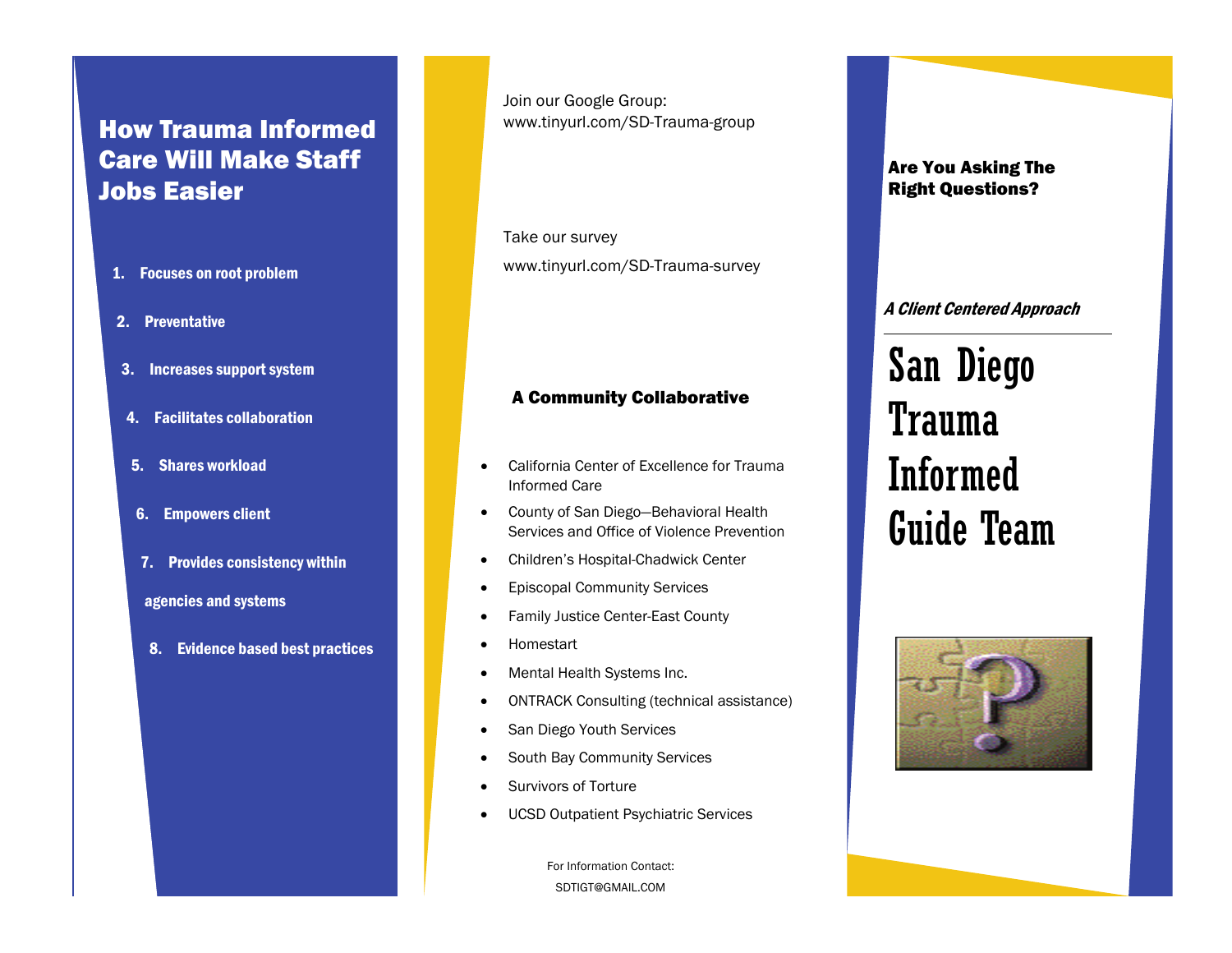## How Trauma Informed Care Will Make Staff Jobs Easier

1. **Focuses on root problem**
2. **Preventative**
3. **Increases support system**
4. **Facilitates collaboration**
5. **Shares workload**
6. **Empowers client**
7. **Provides consistency within agencies and systems**
8. **Evidence based best practices**

Join our Google Group:
www.tinyurl.com/SD-Trauma-group

Take our survey

www.tinyurl.com/SD-Trauma-survey

### A Community Collaborative

- California Center of Excellence for Trauma Informed Care
- County of San Diego—Behavioral Health Services and Office of Violence Prevention
- Children's Hospital-Chadwick Center
- Episcopal Community Services
- Family Justice Center-East County
- Homestart
- Mental Health Systems Inc.
- ONTRACK Consulting (technical assistance)
- San Diego Youth Services
- South Bay Community Services
- Survivors of Torture
- UCSD Outpatient Psychiatric Services

For Information Contact:
SDTIGT@GMAIL.COM

**Are You Asking The Right Questions?**

***A Client Centered Approach***

# San Diego Trauma Informed Guide Team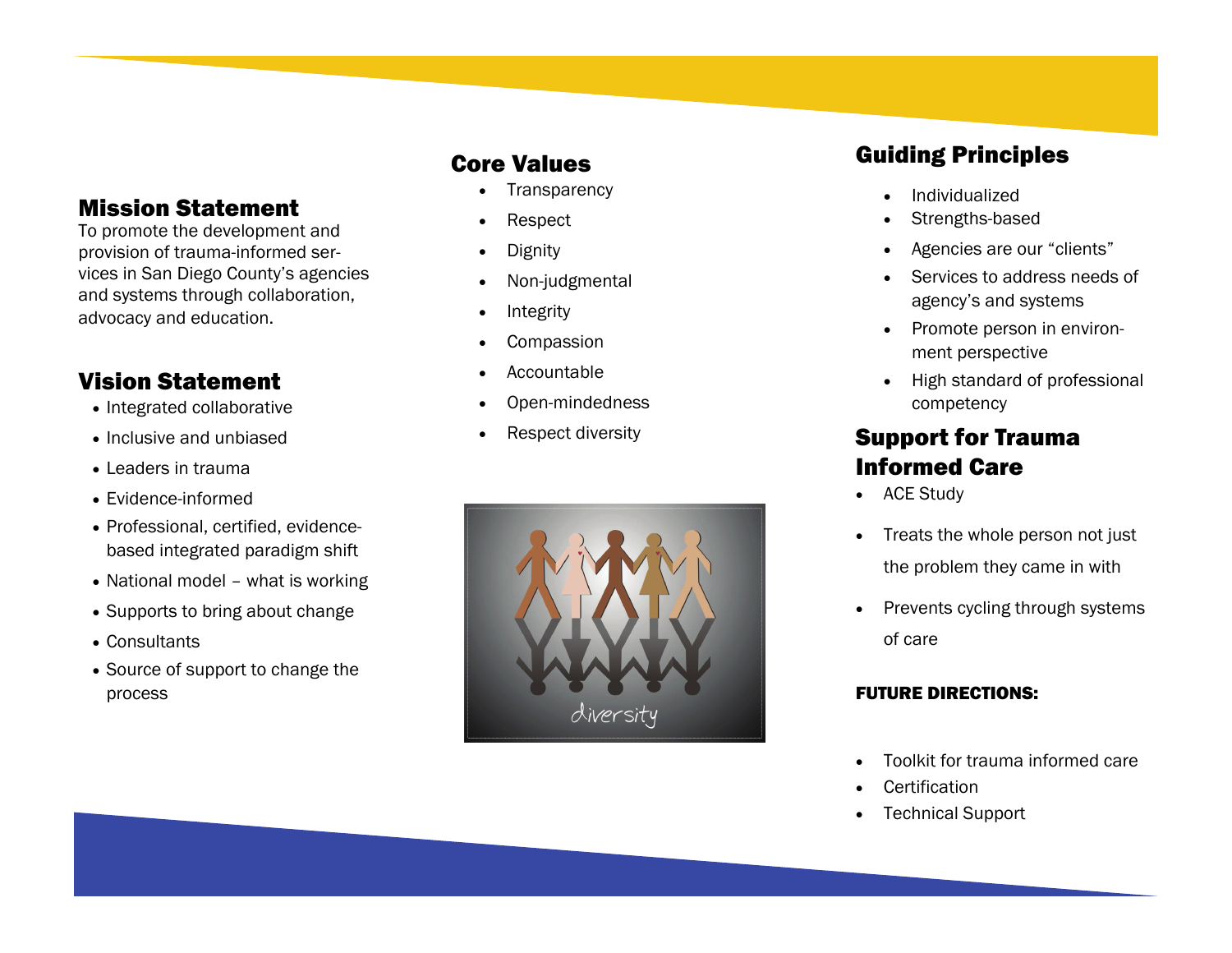## Mission Statement

To promote the development and provision of trauma-informed services in San Diego County's agencies and systems through collaboration, advocacy and education.

## Vision Statement

- Integrated collaborative
- Inclusive and unbiased
- Leaders in trauma
- Evidence-informed
- Professional, certified, evidence-based integrated paradigm shift
- National model – what is working
- Supports to bring about change
- Consultants
- Source of support to change the process

## Core Values

- Transparency
- Respect
- Dignity
- Non-judgmental
- Integrity
- Compassion
- Accountable
- Open-mindedness
- Respect diversity

## Guiding Principles

- Individualized
- Strengths-based
- Agencies are our "clients"
- Services to address needs of agency's and systems
- Promote person in environment perspective
- High standard of professional competency

## Support for Trauma Informed Care

- ACE Study
- Treats the whole person not just the problem they came in with
- Prevents cycling through systems of care

### FUTURE DIRECTIONS:

- Toolkit for trauma informed care
- Certification
- Technical Support